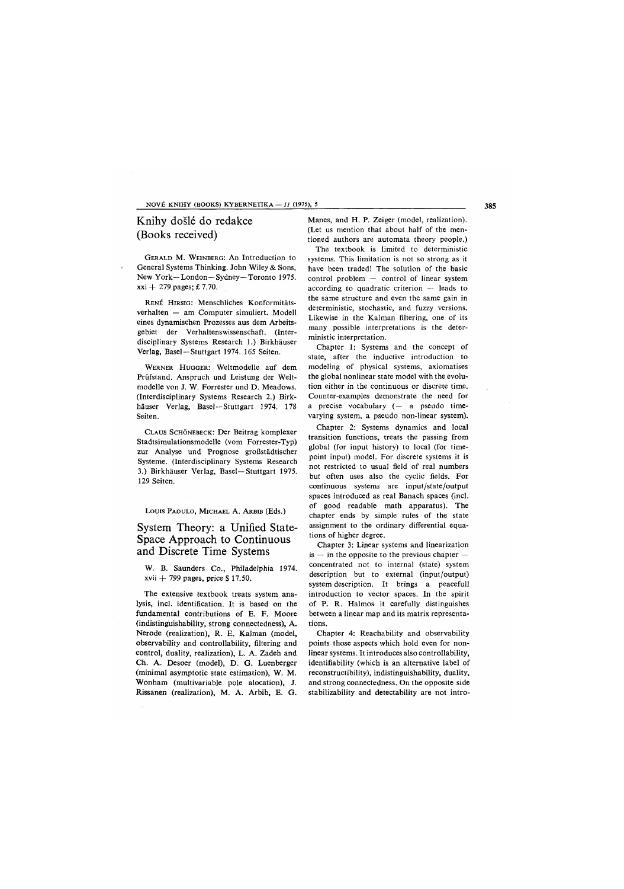# Knihy došlé do redakce (Books received)

GERALD M. WEINBERG: An Introduction to General Systems Thinking. John Wiley & Sons, New York—London—Sydney—Toronto 1975. xxi + 279 pages; £ 7.70.

RENÉ HIRSIG: Menschliches Konformitätsverhalten — am Computer simuliert. Modell eines dynamischen Prozesses aus dem Arbeitsgebiet der Verhaltenswissenschaft. (Interdisciplinary Systems Research 1.) Birkhäuser Verlag, Basel—Stuttgart 1974. 165 Seiten.

WERNER HUGGER: Weltmodelle auf dem Prüfstand. Anspruch und Leistung der Weltmodelle von J. W. Forrester und D. Meadows. (Interdisciplinary Systems Research 2.) Birkhäuser Verlag, Basel—Stuttgart 1974. 178 Seiten.

CLAUS SCHÖNEBECK: Der Beitrag komplexer Stadtsimulationsmodelle (vom Forrester-Typ) zur Analyse und Prognose großstädtischer Systeme. (Interdisciplinary Systems Research 3.) Birkhäuser Verlag, Basel—Stuttgart 1975. 129 Seiten.

LOUIS PADULO, MICHAEL A. ARBIB (Eds.)

## System Theory: a Unified State-Space Approach to Continuous and Discrete Time Systems

W. B. Saunders Co., Philadelphia 1974. xvii + 799 pages, price $ 17.50.

The extensive textbook treats system analysis, incl. identification. It is based on the fundamental contributions of E. F. Moore (indistinguishability, strong connectedness), A. Nerode (realization), R. E. Kalman (model, observability and controllability, filtering and control, duality, realization), L. A. Zadeh and Ch. A. Desoer (model), D. G. Luenberger (minimal asymptotic state estimation), W. M. Wonham (multivariable pole alocation), J. Rissanen (realization), M. A. Arbib, E. G. Manes, and H. P. Zeiger (model, realization). (Let us mention that about half of the mentioned authors are automata theory people.)

The textbook is limited to deterministic systems. This limitation is not so strong as it have been traded! The solution of the basic control problem — control of linear system according to quadratic criterion — leads to the same structure and even the same gain in deterministic, stochastic, and fuzzy versions. Likewise in the Kalman filtering, one of its many possible interpretations is the deterministic interpretation.

Chapter 1: Systems and the concept of state, after the inductive introduction to modeling of physical systems, axiomatises the global nonlinear state model with the evolution either in the continuous or discrete time. Counter-examples demonstrate the need for a precise vocabulary (— a pseudo time-varying system, a pseudo non-linear system).

Chapter 2: Systems dynamics and local transition functions, treats the passing from global (for input history) to local (for time-point input) model. For discrete systems it is not restricted to usual field of real numbers but often uses also the cyclic fields. For continuous systems are input/state/output spaces introduced as real Banach spaces (incl. of good readable math apparatus). The chapter ends by simple rules of the state assignment to the ordinary differential equations of higher degree.

Chapter 3: Linear systems and linearization is — in the opposite to the previous chapter — concentrated not to internal (state) system description but to external (input/output) system description. It brings a peacefull introduction to vector spaces. In the spirit of P. R. Halmos it carefully distinguishes between a linear map and its matrix representations.

Chapter 4: Reachability and observability points those aspects which hold even for nonlinear systems. It introduces also controllability, identifiability (which is an alternative label of reconstructibility), indistinguishability, duality, and strong connectedness. On the opposite side stabilizability and detectability are not intro-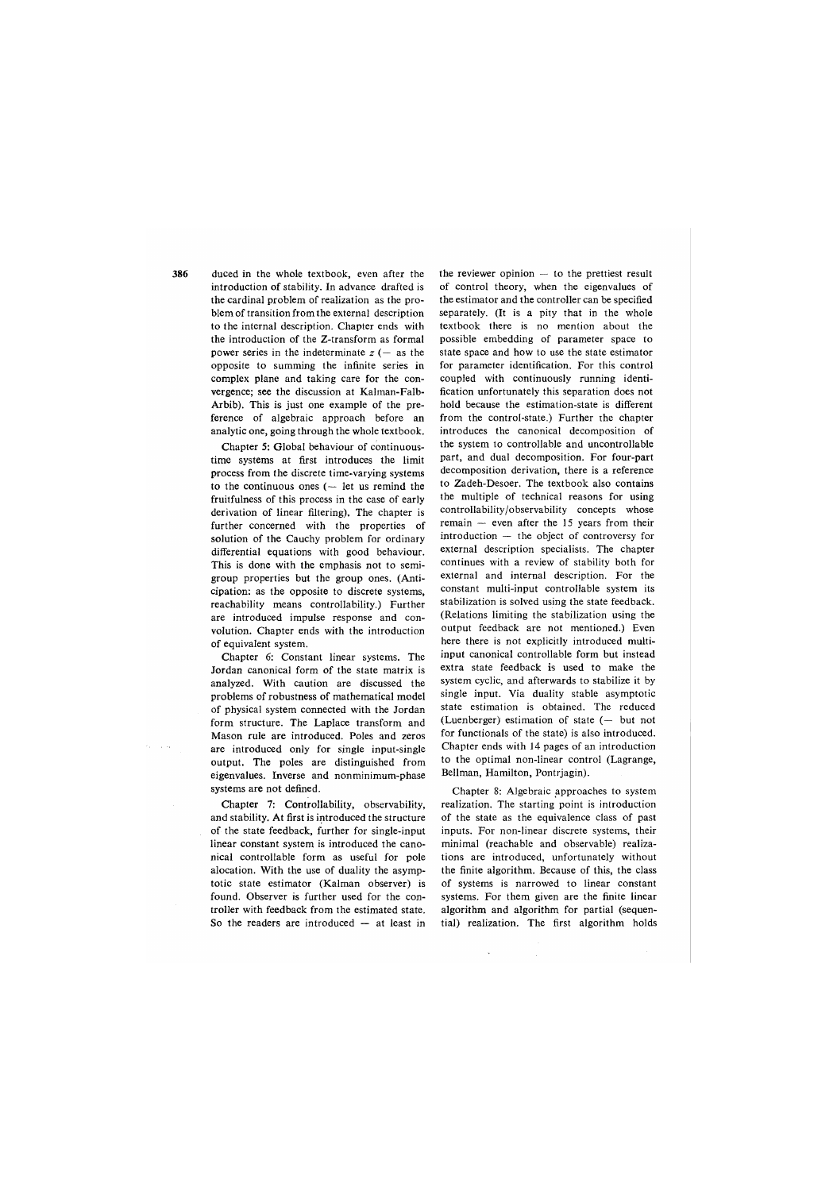duced in the whole textbook, even after the introduction of stability. In advance drafted is the cardinal problem of realization as the problem of transition from the external description to the internal description. Chapter ends with the introduction of the Z-transform as formal power series in the indeterminate $z$ (— as the opposite to summing the infinite series in complex plane and taking care for the convergence; see the discussion at Kalman-Falb-Arbib). This is just one example of the preference of algebraic approach before an analytic one, going through the whole textbook.

Chapter 5: Global behaviour of continuous-time systems at first introduces the limit process from the discrete time-varying systems to the continuous ones (— let us remind the fruitfulness of this process in the case of early derivation of linear filtering). The chapter is further concerned with the properties of solution of the Cauchy problem for ordinary differential equations with good behaviour. This is done with the emphasis not to semi-group properties but the group ones. (Anticipation: as the opposite to discrete systems, reachability means controllability.) Further are introduced impulse response and convolution. Chapter ends with the introduction of equivalent system.

Chapter 6: Constant linear systems. The Jordan canonical form of the state matrix is analyzed. With caution are discussed the problems of robustness of mathematical model of physical system connected with the Jordan form structure. The Laplace transform and Mason rule are introduced. Poles and zeros are introduced only for single input-single output. The poles are distinguished from eigenvalues. Inverse and nonminimum-phase systems are not defined.

Chapter 7: Controllability, observability, and stability. At first is introduced the structure of the state feedback, further for single-input linear constant system is introduced the canonical controllable form as useful for pole alocation. With the use of duality the asymptotic state estimator (Kalman observer) is found. Observer is further used for the controller with feedback from the estimated state. So the readers are introduced — at least in the reviewer opinion — to the prettiest result of control theory, when the eigenvalues of the estimator and the controller can be specified separately. (It is a pity that in the whole textbook there is no mention about the possible embedding of parameter space to state space and how to use the state estimator for parameter identification. For this control coupled with continuously running identification unfortunately this separation does not hold because the estimation-state is different from the control-state.) Further the chapter introduces the canonical decomposition of the system to controllable and uncontrollable part, and dual decomposition. For four-part decomposition derivation, there is a reference to Zadeh-Desoer. The textbook also contains the multiple of technical reasons for using controllability/observability concepts whose remain — even after the 15 years from their introduction — the object of controversy for external description specialists. The chapter continues with a review of stability both for external and internal description. For the constant multi-input controllable system its stabilization is solved using the state feedback. (Relations limiting the stabilization using the output feedback are not mentioned.) Even here there is not explicitly introduced multi-input canonical controllable form but instead extra state feedback is used to make the system cyclic, and afterwards to stabilize it by single input. Via duality stable asymptotic state estimation is obtained. The reduced (Luenberger) estimation of state (— but not for functionals of the state) is also introduced. Chapter ends with 14 pages of an introduction to the optimal non-linear control (Lagrange, Bellman, Hamilton, Pontrjagin).

Chapter 8: Algebraic approaches to system realization. The starting point is introduction of the state as the equivalence class of past inputs. For non-linear discrete systems, their minimal (reachable and observable) realizations are introduced, unfortunately without the finite algorithm. Because of this, the class of systems is narrowed to linear constant systems. For them given are the finite linear algorithm and algorithm for partial (sequential) realization. The first algorithm holds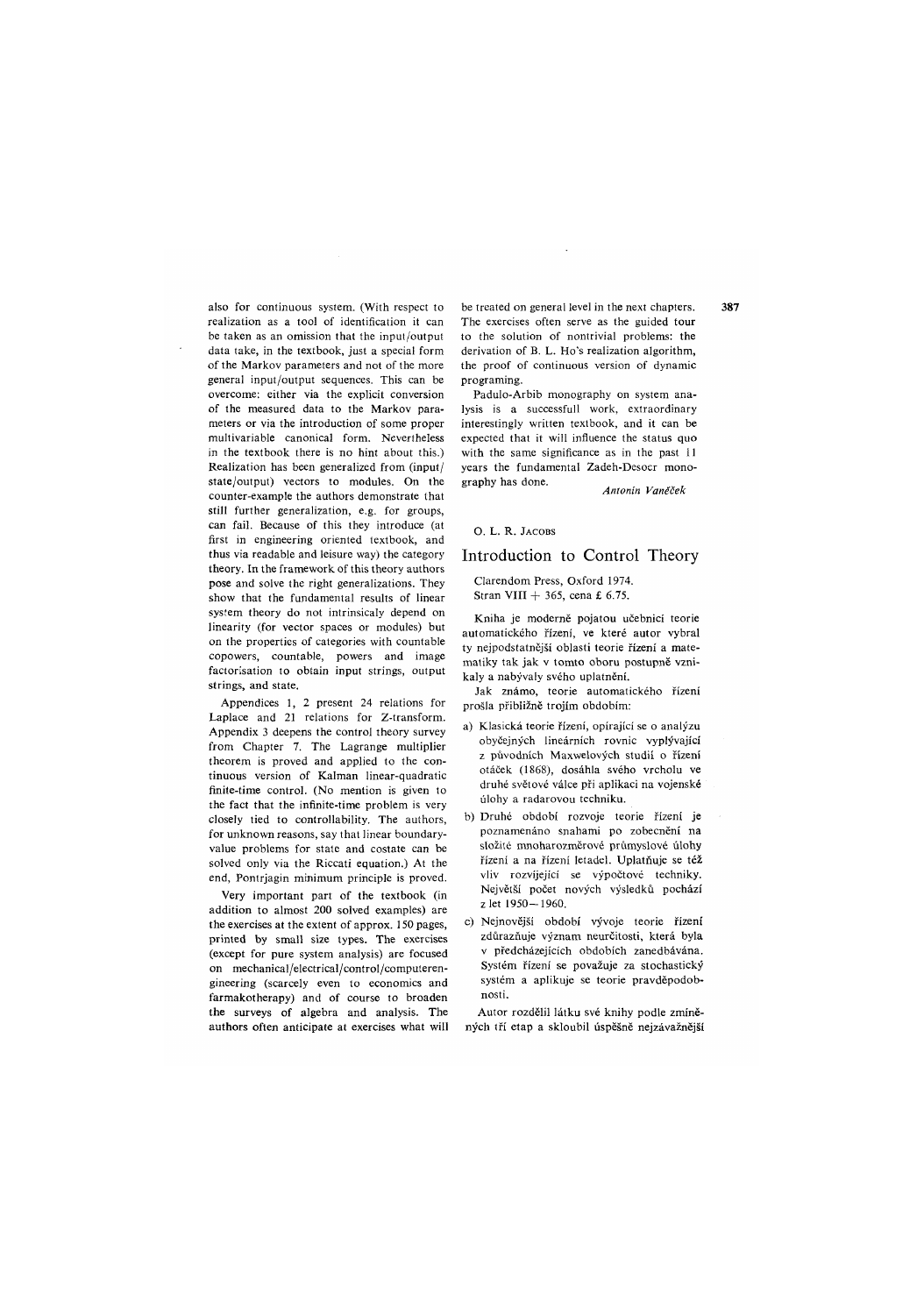also for continuous system. (With respect to realization as a tool of identification it can be taken as an omission that the input/output data take, in the textbook, just a special form of the Markov parameters and not of the more general input/output sequences. This can be overcome: either via the explicit conversion of the measured data to the Markov parameters or via the introduction of some proper multivariable canonical form. Nevertheless in the textbook there is no hint about this.) Realization has been generalized from (input/state/output) vectors to modules. On the counter-example the authors demonstrate that still further generalization, e.g. for groups, can fail. Because of this they introduce (at first in engineering oriented textbook, and thus via readable and leisure way) the category theory. In the framework of this theory authors pose and solve the right generalizations. They show that the fundamental results of linear system theory do not intrinsicaly depend on linearity (for vector spaces or modules) but on the properties of categories with countable copowers, countable, powers and image factorisation to obtain input strings, output strings, and state.

Appendices 1, 2 present 24 relations for Laplace and 21 relations for Z-transform. Appendix 3 deepens the control theory survey from Chapter 7. The Lagrange multiplier theorem is proved and applied to the continuous version of Kalman linear-quadratic finite-time control. (No mention is given to the fact that the infinite-time problem is very closely tied to controllability. The authors, for unknown reasons, say that linear boundary-value problems for state and costate can be solved only via the Riccati equation.) At the end, Pontrjagin minimum principle is proved.

Very important part of the textbook (in addition to almost 200 solved examples) are the exercises at the extent of approx. 150 pages, printed by small size types. The exercises (except for pure system analysis) are focused on mechanical/electrical/control/computerengineering (scarcely even to economics and farmakotherapy) and of course to broaden the surveys of algebra and analysis. The authors often anticipate at exercises what will be treated on general level in the next chapters. The exercises often serve as the guided tour to the solution of nontrivial problems: the derivation of B. L. Ho's realization algorithm, the proof of continuous version of dynamic programing.

Padulo-Arbib monography on system analysis is a successfull work, extraordinary interestingly written textbook, and it can be expected that it will influence the status quo with the same significance as in the past 11 years the fundamental Zadeh-Desoer monography has done.

*Antonín Vaněček*

O. L. R. JACOBS

## Introduction to Control Theory

Clarendom Press, Oxford 1974.
Stran VIII + 365, cena £ 6.75.

Kniha je moderně pojatou učebnicí teorie automatického řízení, ve které autor vybral ty nejpodstatnější oblasti teorie řízení a matematiky tak jak v tomto oboru postupně vznikaly a nabývaly svého uplatnění.

Jak známo, teorie automatického řízení prošla přibližně trojím obdobím:

a) Klasická teorie řízení, opírající se o analýzu obyčejných lineárních rovnic vyplývající z původních Maxwelových studií o řízení otáček (1868), dosáhla svého vrcholu ve druhé světové válce při aplikaci na vojenské úlohy a radarovou techniku.

b) Druhé období rozvoje teorie řízení je poznamenáno snahami po zobecnění na složité mnoharozměrové průmyslové úlohy řízení a na řízení letadel. Uplatňuje se též vliv rozvíjející se výpočtové techniky. Největší počet nových výsledků pochází z let 1950–1960.

c) Nejnovější období vývoje teorie řízení zdůrazňuje význam neurčitosti, která byla v předcházejících obdobích zanedbávána. Systém řízení se považuje za stochastický systém a aplikuje se teorie pravděpodobnosti.

Autor rozdělil látku své knihy podle zmíněných tří etap a skloubil úspěšně nejzávažnější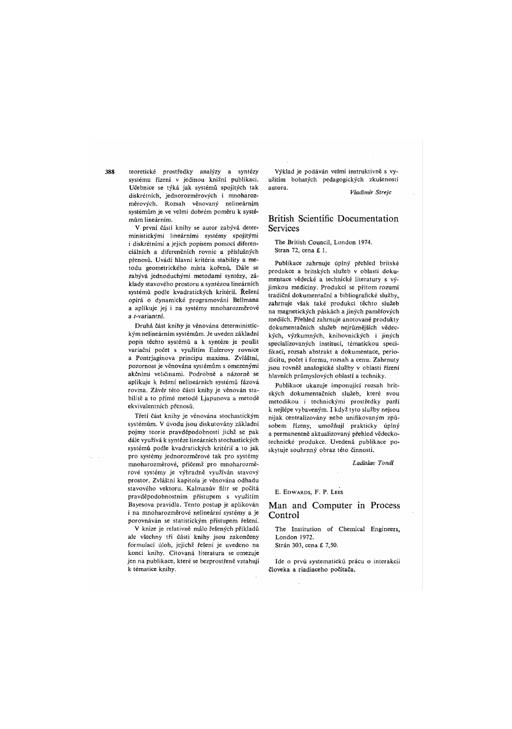teoretické prostředky analýzy a syntézy systému řízení v jedinou knižní publikaci. Učebnice se týká jak systémů spojitých tak diskrétních, jednorozměrových i mnohorozměrových. Rozsah věnovaný nelineárním systémům je ve velmi dobrém poměru k systémům lineárním.

V první části knihy se autor zabývá deterministickými lineárními systémy spojitými i diskrétními a jejich popisem pomocí diferenciálních a diferenčních rovnic a příslušných přenosů. Uvádí hlavní kritéria stability a metodu geometrického místa kořenů. Dále se zabývá jednoduchými metodami syntézy, základy stavového prostoru a syntézou lineárních systémů podle kvadratických kritérií. Řešení opírá o dynamické programování Bellmana a aplikuje jej i na systémy mnohorozměrové a $t$-variantní.

Druhá část knihy je věnována deterministickým nelineárním systémům. Je uveden základní popis těchto systémů a k syntéze je použit variační počet s využitím Eulerovy rovnice a Pontrjaginova principu maxima. Zvláštní, pozornost je věnována systémům s omezenými akčními veličinami. Podrobně a názorně se aplikuje k řešení nelineárních systémů fázová rovina. Závěr této části knihy je věnován stabilitě a to přímé metodě Ljapunova a metodě ekvivalentních přenosů.

Třetí část knihy je věnována stochastickým systémům. V úvodu jsou diskutovány základní pojmy teorie pravděpodobnosti jichž se pak dále využívá k syntéze lineárních stochastických systémů podle kvadratických kritérií a to jak pro systémy jednorozměrové tak pro systémy mnohorozměrové, přičemž pro mnohorozměrové systémy je výhradně využíván stavový prostor. Zvláštní kapitola je věnována odhadu stavového vektoru. Kalmanův filtr se počítá pravděpodobnostním přístupem s využitím Bayesova pravidla. Tento postup je aplikován i na mnohorozměrové nelineární systémy a je porovnáván se statistickým přístupem řešení.

V knize je relativně málo řešených příkladů ale všechny tři části knihy jsou zakončeny formulací úloh, jejichž řešení je uvedeno na konci knihy. Citovaná literatura se omezuje jen na publikace, které se bezprostředně vztahují k tématice knihy.

Výklad je podáván velmi instruktivně s využitím bohatých pedagogických zkušeností autora.

*Vladimír Strejc*

## British Scientific Documentation Services

The British Council, London 1974.
Stran 72, cena £ 1.

Publikace zahrnuje úplný přehled britské produkce a britských služeb v oblasti dokumentace vědecké a technické literatury s výjimkou medicíny. Produkcí se přitom rozumí tradiční dokumentační a bibliografické služby, zahrnuje však také produkci těchto služeb na magnetických páskách a jiných paměťových mediích. Přehled zahrnuje anotované produkty dokumentačních služeb nejrůznějších vědeckých, výzkumných, knihovnických i jiných specializovaných institucí, tématickou specifikaci, rozsah abstrakt a dokumentace, periodicitu, počet i formu, rozsah a cenu. Zahrnuty jsou rovněž analogické služby v oblasti řízení hlavních průmyslových oblastí a techniky.

Publikace ukazuje imponující rozsah britských dokumentačních služeb, které svou metodikou i technickými prostředky patří k nejlépe vybaveným. I když tyto služby nejsou nijak centralizovány nebo unifikovaným způsobem řízeny, umožňují prakticky úplný a permanentně aktualizovaný přehled vědeckotechnické produkce. Uvedená publikace poskytuje souhrnný obraz této činnosti.

*Ladislav Tondl*

E. Edwards, F. P. Lees

## Man and Computer in Process Control

The Institution of Chemical Engineers, London 1972.
Strán 303, cena £ 7,50.

Ide o prvú systematickú prácu o interakcii človeka a riadiaceho počítača.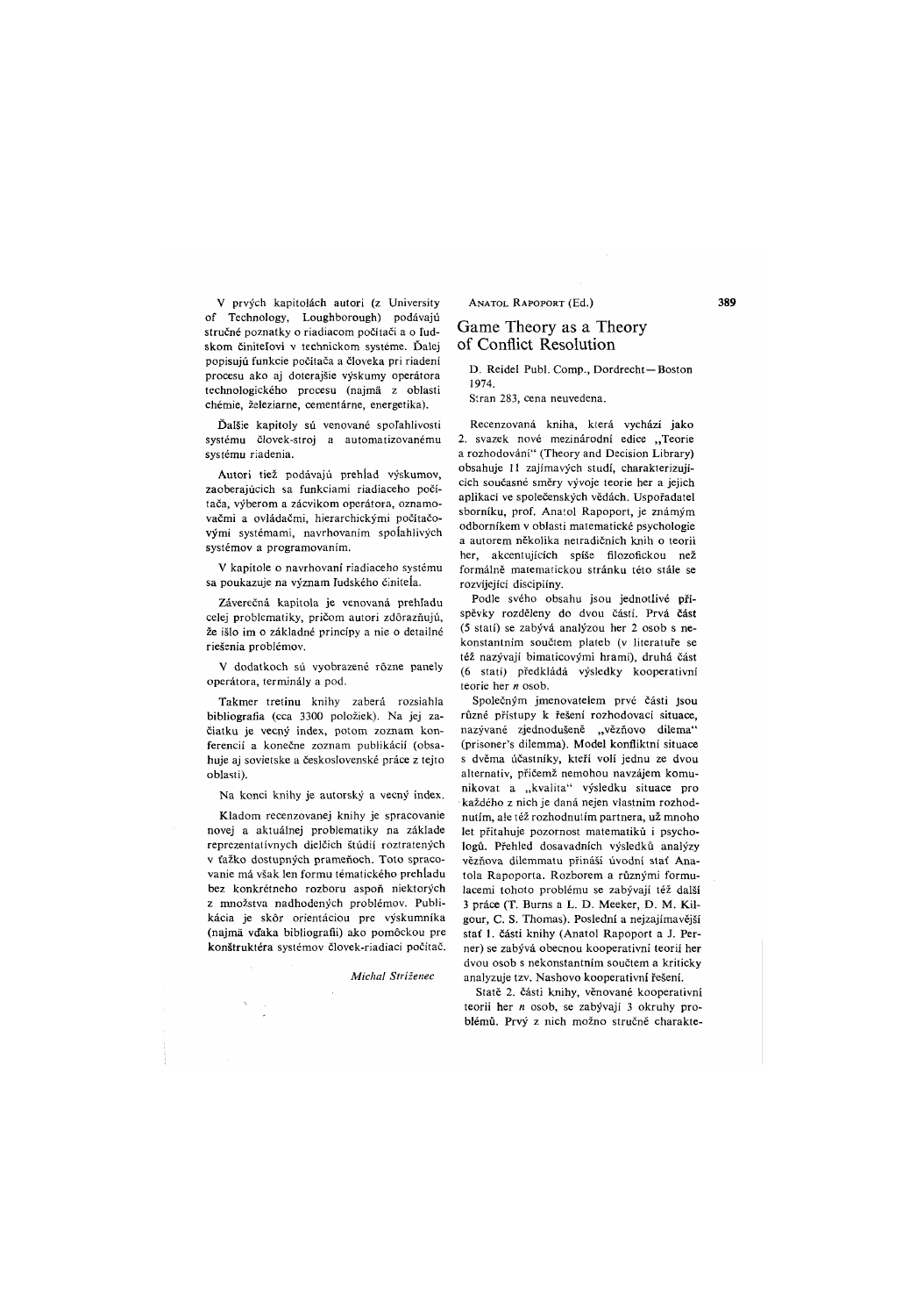V prvých kapitolách autori (z University of Technology, Loughborough) podávajú stručné poznatky o riadiacom počítači a o ľudskom činiteľovi v technickom systéme. Ďalej popisujú funkcie počítača a človeka pri riadení procesu ako aj doterajšie výskumy operátora technologického procesu (najmä z oblasti chémie, železiarne, cementárne, energetika).

Ďalšie kapitoly sú venované spoľahlivosti systému človek-stroj a automatizovanému systému riadenia.

Autori tiež podávajú prehľad výskumov, zaoberajúcich sa funkciami riadiaceho počítača, výberom a zácvikom operátora, oznamovačmi a ovládačmi, hierarchickými počítačovými systémami, navrhovaním spoľahlivých systémov a programovaním.

V kapitole o navrhovaní riadiaceho systému sa poukazuje na význam ľudského činiteľa.

Záverečná kapitola je venovaná prehľadu celej problematiky, pričom autori zdôrazňujú, že išlo im o základné princípy a nie o detailné riešenia problémov.

V dodatkoch sú vyobrazené rôzne panely operátora, terminály a pod.

Takmer tretinu knihy zaberá rozsiahla bibliografia (cca 3300 položiek). Na jej začiatku je vecný index, potom zoznam konferencií a konečne zoznam publikácií (obsahuje aj sovietske a československé práce z tejto oblasti).

Na konci knihy je autorský a vecný index.

Kladom recenzovanej knihy je spracovanie novej a aktuálnej problematiky na základe reprezentatívnych dielčích štúdií roztratených v ťažko dostupných prameňoch. Toto spracovanie má však len formu tématického prehľadu bez konkrétneho rozboru aspoň niektorých z množstva nadhodených problémov. Publikácia je skôr orientáciou pre výskumníka (najmä vďaka bibliografii) ako pomôckou pre konštruktéra systémov človek-riadiaci počítač.

*Michal Strížence*

ANATOL RAPOPORT (Ed.)

## Game Theory as a Theory of Conflict Resolution

D. Reidel Publ. Comp., Dordrecht—Boston 1974.
Stran 283, cena neuvedena.

Recenzovaná kniha, která vychází jako 2. svazek nové mezinárodní edice „Teorie a rozhodování" (Theory and Decision Library) obsahuje 11 zajímavých studií, charakterizujících současné směry vývoje teorie her a jejich aplikací ve společenských vědách. Uspořadatel sborníku, prof. Anatol Rapoport, je známým odborníkem v oblasti matematické psychologie a autorem několika netradičních knih o teorii her, akcentujících spíše filozofickou než formálně matematickou stránku této stále se rozvíjející discipliny.

Podle svého obsahu jsou jednotlivé příspěvky rozděleny do dvou částí. Prvá část (5 statí) se zabývá analýzou her 2 osob s nekonstantním součtem plateb (v literatuře se též nazývají bimaticovými hrami), druhá část (6 statí) předkládá výsledky kooperativní teorie her $n$ osob.

Společným jmenovatelem prvé části jsou různé přístupy k řešení rozhodovací situace, nazývané zjednodušeně „vězňovo dilema" (prisoner's dilemma). Model konfliktní situace s dvěma účastníky, kteří volí jednu ze dvou alternativ, přičemž nemohou navzájem komunikovat a „kvalita" výsledku situace pro každého z nich je daná nejen vlastním rozhodnutím, ale též rozhodnutím partnera, už mnoho let přitahuje pozornost matematiků i psychologů. Přehled dosavadních výsledků analýzy vězňova dilemmatu přináší úvodní stať Anatola Rapoporta. Rozborem a různými formulacemi tohoto problému se zabývají též další 3 práce (T. Burns a L. D. Meeker, D. M. Kilgour, C. S. Thomas). Poslední a nejzajímavější stať 1. části knihy (Anatol Rapoport a J. Perner) se zabývá obecnou kooperativní teorií her dvou osob s nekonstantním součtem a kriticky analyzuje tzv. Nashovo kooperativní řešení.

Statě 2. části knihy, věnované kooperativní teorii her $n$ osob, se zabývají 3 okruhy problémů. Prvý z nich možno stručně charakte-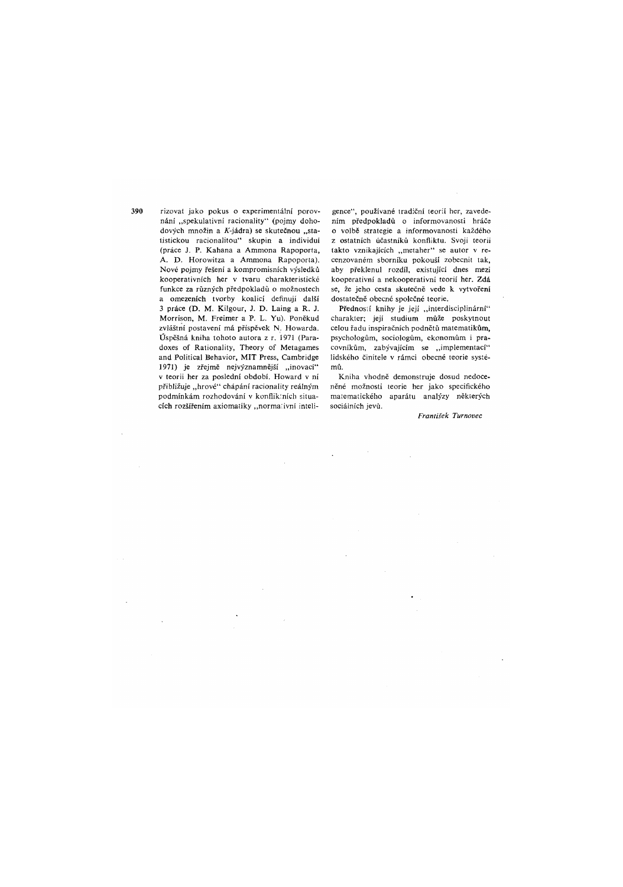rizovat jako pokus o experimentální porovnání „spekulativní racionality" (pojmy dohodových množin a *K*-jádra) se skutečnou „statistickou racionalitou" skupin a individuí (práce J. P. Kahana a Ammona Rapoporta, A. D. Horowitza a Ammona Rapoporta). Nové pojmy řešení a kompromisních výsledků kooperativních her v tvaru charakteristické funkce za různých předpokladů o možnostech a omezeních tvorby koalicí definují další 3 práce (D. M. Kilgour, J. D. Laing a R. J. Morrison, M. Freimer a P. L. Yu). Poněkud zvláštní postavení má příspěvek N. Howarda. Úspěšná kniha tohoto autora z r. 1971 (Paradoxes of Rationality, Theory of Metagames and Political Behavior, MIT Press, Cambridge 1971) je zřejmě nejvýznamnější „inovací" v teorii her za poslední období. Howard v ní přibližuje „hrové" chápání racionality reálným podmínkám rozhodování v konfliktních situacích rozšířením axiomatiky „normativní inteligence", používané tradiční teorií her, zavedením předpokladů o informovanosti hráče o volbě strategie a informovanosti každého z ostatních účastníků konfliktu. Svoji teorii takto vznikajících „metaher" se autor v recenzovaném sborníku pokouší zobecnit tak, aby překlenul rozdíl, existující dnes mezi kooperativní a nekooperativní teorií her. Zdá se, že jeho cesta skutečně vede k vytvoření dostatečně obecné společné teorie.

Předností knihy je její „interdisciplinární" charakter; její studium může poskytnout celou řadu inspiračních podnětů matematikům, psychologům, sociologům, ekonomům i pracovníkům, zabývajícím se „implementací" lidského činitele v rámci obecné teorie systémů.

Kniha vhodně demonstruje dosud nedoceněné možnosti teorie her jako specifického matematického aparátu analýzy některých sociálních jevů.

*František Turnovec*